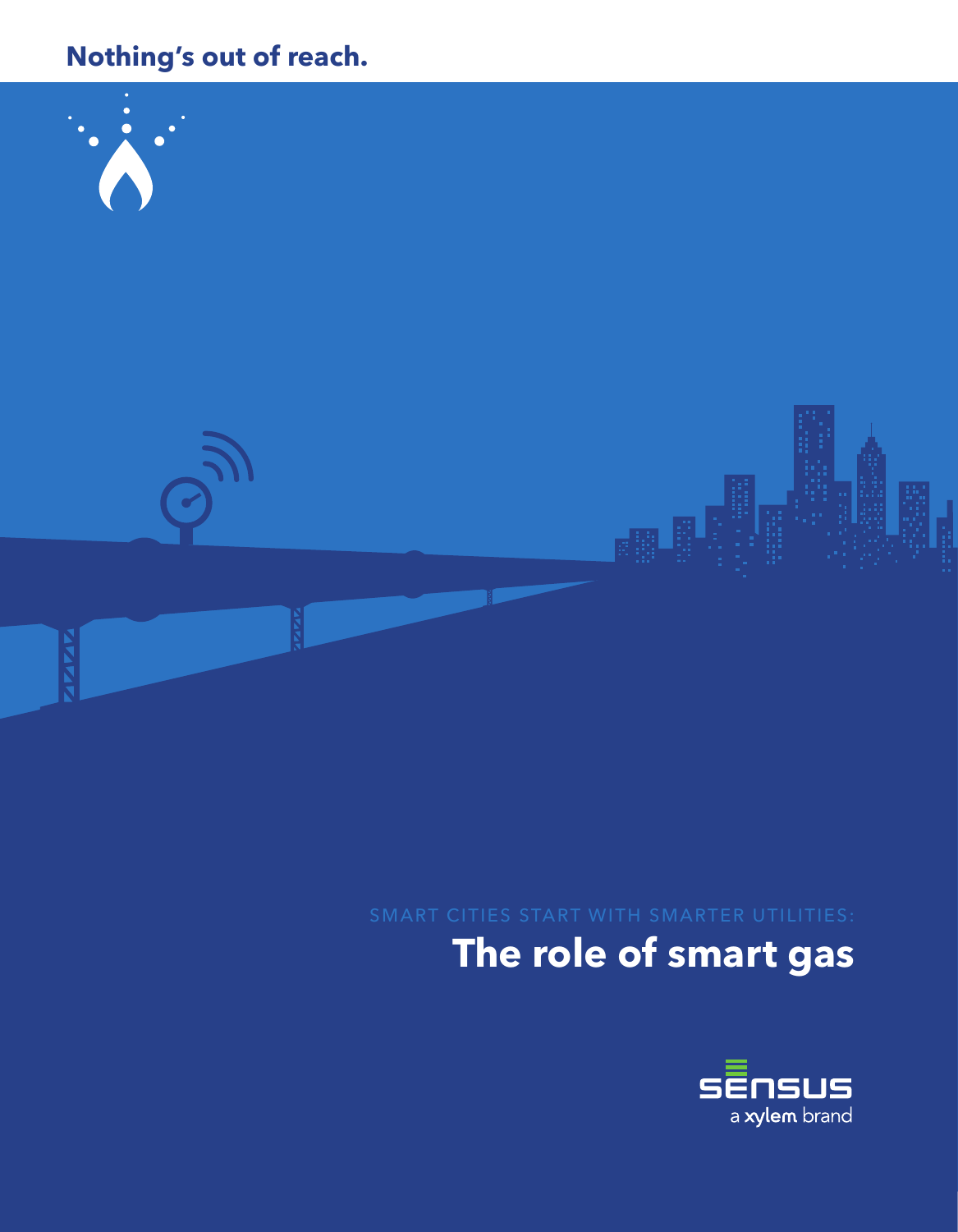**Nothing's out of reach.**

SMART CITIES START WITH SMARTER UTILITIES:

# The role of smart gas

SENSUS
a xylem brand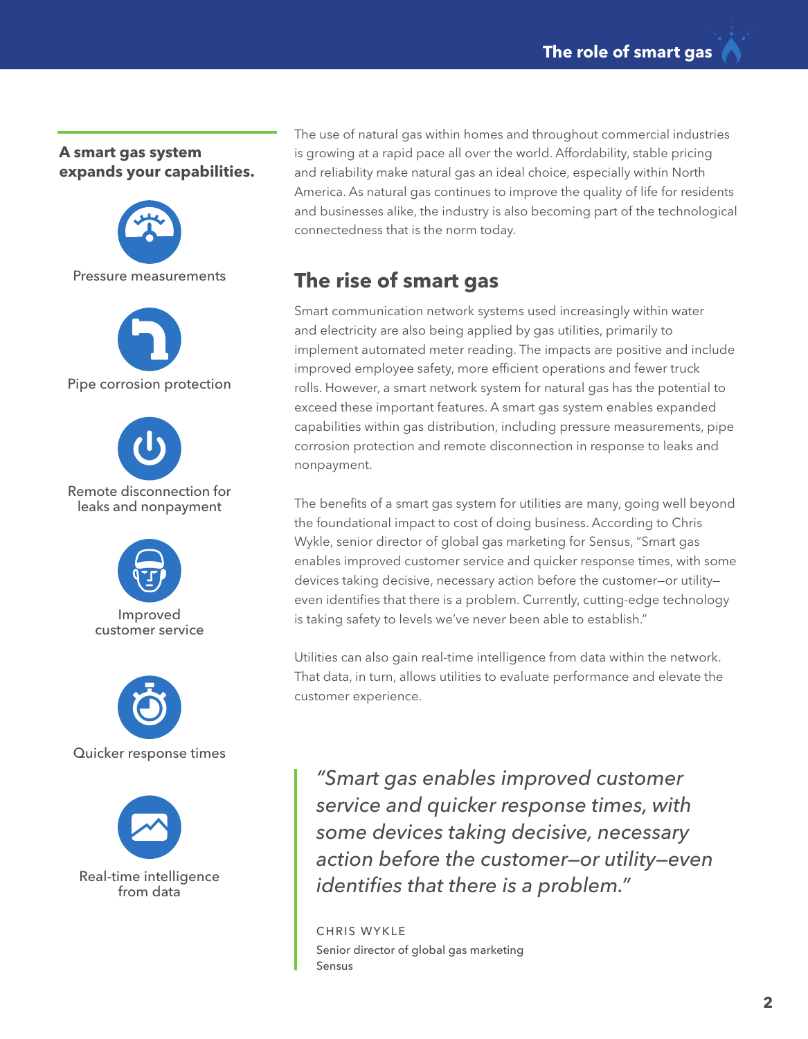**A smart gas system expands your capabilities.**

- Pressure measurements
- Pipe corrosion protection
- Remote disconnection for leaks and nonpayment
- Improved customer service
- Quicker response times
- Real-time intelligence from data

The use of natural gas within homes and throughout commercial industries is growing at a rapid pace all over the world. Affordability, stable pricing and reliability make natural gas an ideal choice, especially within North America. As natural gas continues to improve the quality of life for residents and businesses alike, the industry is also becoming part of the technological connectedness that is the norm today.

## The rise of smart gas

Smart communication network systems used increasingly within water and electricity are also being applied by gas utilities, primarily to implement automated meter reading. The impacts are positive and include improved employee safety, more efficient operations and fewer truck rolls. However, a smart network system for natural gas has the potential to exceed these important features. A smart gas system enables expanded capabilities within gas distribution, including pressure measurements, pipe corrosion protection and remote disconnection in response to leaks and nonpayment.

The benefits of a smart gas system for utilities are many, going well beyond the foundational impact to cost of doing business. According to Chris Wykle, senior director of global gas marketing for Sensus, "Smart gas enables improved customer service and quicker response times, with some devices taking decisive, necessary action before the customer—or utility—even identifies that there is a problem. Currently, cutting-edge technology is taking safety to levels we've never been able to establish."

Utilities can also gain real-time intelligence from data within the network. That data, in turn, allows utilities to evaluate performance and elevate the customer experience.

> *"Smart gas enables improved customer service and quicker response times, with some devices taking decisive, necessary action before the customer—or utility—even identifies that there is a problem."*
>
> CHRIS WYKLE
> Senior director of global gas marketing
> Sensus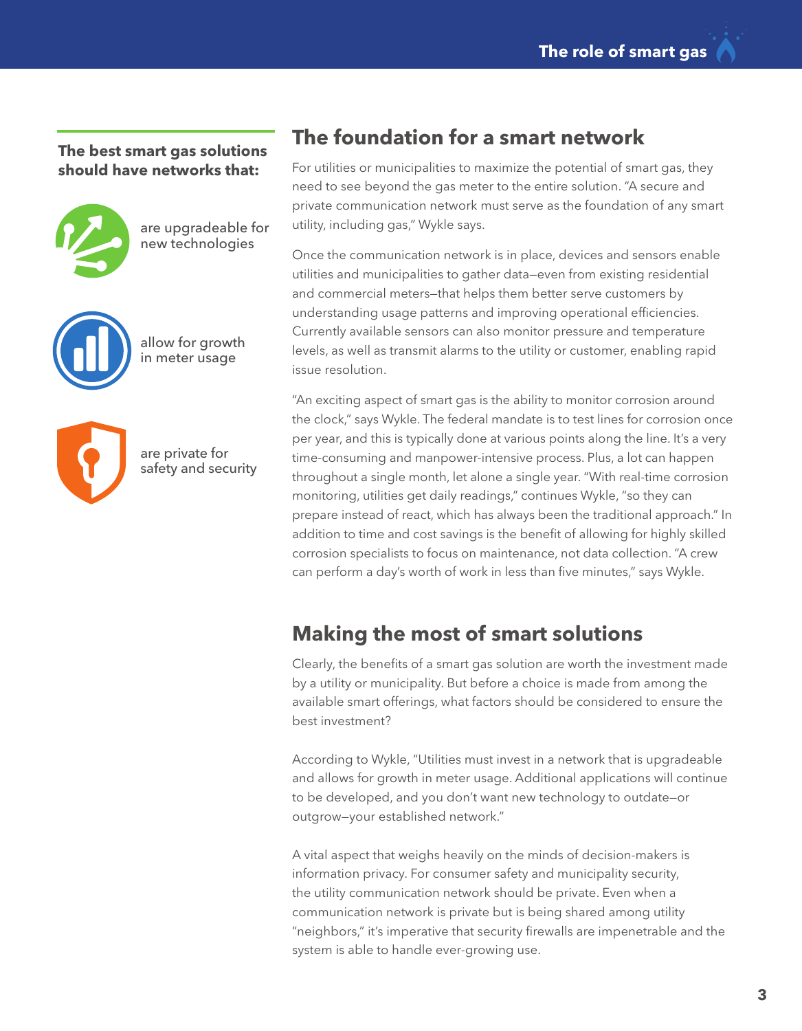**The best smart gas solutions should have networks that:**

- are upgradeable for new technologies
- allow for growth in meter usage
- are private for safety and security

## The foundation for a smart network

For utilities or municipalities to maximize the potential of smart gas, they need to see beyond the gas meter to the entire solution. "A secure and private communication network must serve as the foundation of any smart utility, including gas," Wykle says.

Once the communication network is in place, devices and sensors enable utilities and municipalities to gather data—even from existing residential and commercial meters—that helps them better serve customers by understanding usage patterns and improving operational efficiencies. Currently available sensors can also monitor pressure and temperature levels, as well as transmit alarms to the utility or customer, enabling rapid issue resolution.

"An exciting aspect of smart gas is the ability to monitor corrosion around the clock," says Wykle. The federal mandate is to test lines for corrosion once per year, and this is typically done at various points along the line. It's a very time-consuming and manpower-intensive process. Plus, a lot can happen throughout a single month, let alone a single year. "With real-time corrosion monitoring, utilities get daily readings," continues Wykle, "so they can prepare instead of react, which has always been the traditional approach." In addition to time and cost savings is the benefit of allowing for highly skilled corrosion specialists to focus on maintenance, not data collection. "A crew can perform a day's worth of work in less than five minutes," says Wykle.

## Making the most of smart solutions

Clearly, the benefits of a smart gas solution are worth the investment made by a utility or municipality. But before a choice is made from among the available smart offerings, what factors should be considered to ensure the best investment?

According to Wykle, "Utilities must invest in a network that is upgradeable and allows for growth in meter usage. Additional applications will continue to be developed, and you don't want new technology to outdate—or outgrow—your established network."

A vital aspect that weighs heavily on the minds of decision-makers is information privacy. For consumer safety and municipality security, the utility communication network should be private. Even when a communication network is private but is being shared among utility "neighbors," it's imperative that security firewalls are impenetrable and the system is able to handle ever-growing use.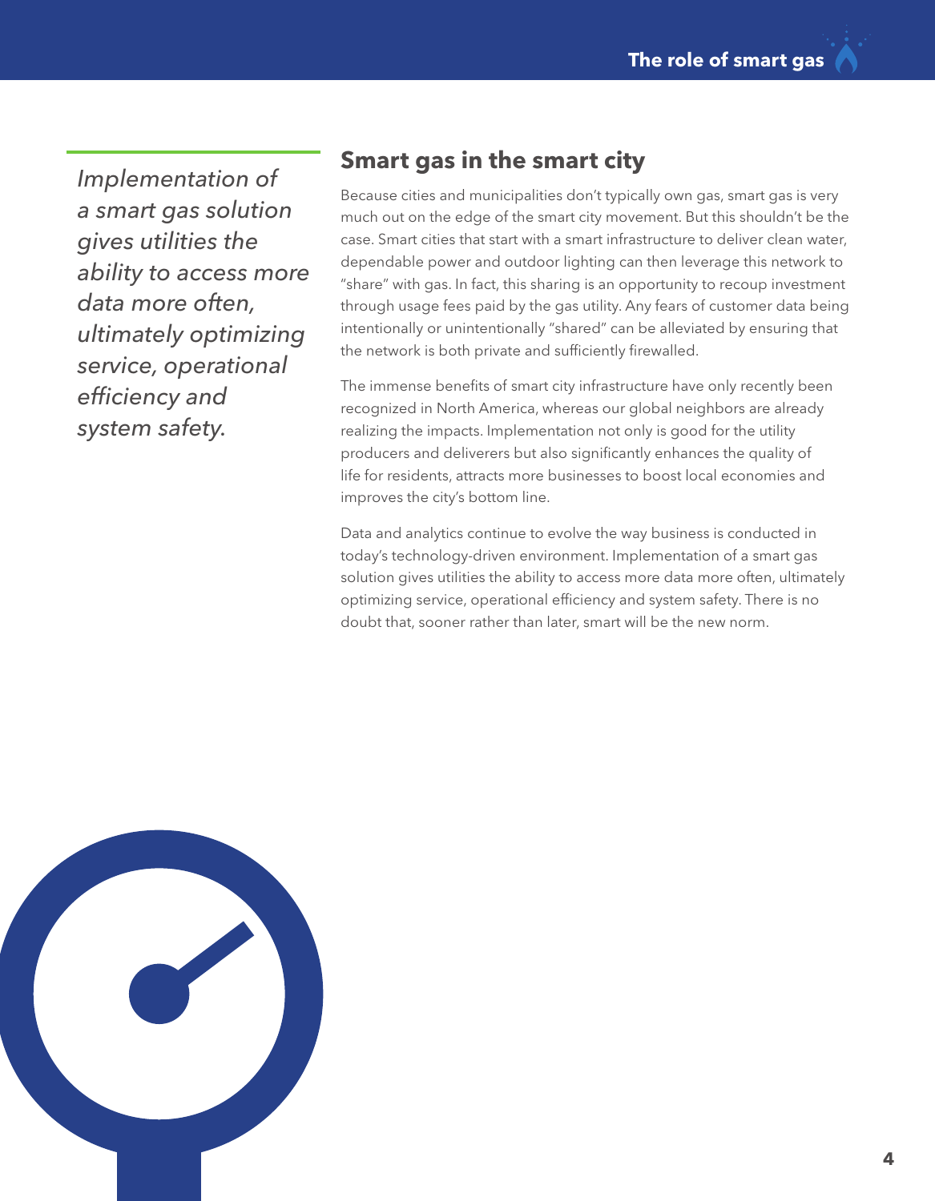*Implementation of a smart gas solution gives utilities the ability to access more data more often, ultimately optimizing service, operational efficiency and system safety.*

## Smart gas in the smart city

Because cities and municipalities don't typically own gas, smart gas is very much out on the edge of the smart city movement. But this shouldn't be the case. Smart cities that start with a smart infrastructure to deliver clean water, dependable power and outdoor lighting can then leverage this network to "share" with gas. In fact, this sharing is an opportunity to recoup investment through usage fees paid by the gas utility. Any fears of customer data being intentionally or unintentionally "shared" can be alleviated by ensuring that the network is both private and sufficiently firewalled.

The immense benefits of smart city infrastructure have only recently been recognized in North America, whereas our global neighbors are already realizing the impacts. Implementation not only is good for the utility producers and deliverers but also significantly enhances the quality of life for residents, attracts more businesses to boost local economies and improves the city's bottom line.

Data and analytics continue to evolve the way business is conducted in today's technology-driven environment. Implementation of a smart gas solution gives utilities the ability to access more data more often, ultimately optimizing service, operational efficiency and system safety. There is no doubt that, sooner rather than later, smart will be the new norm.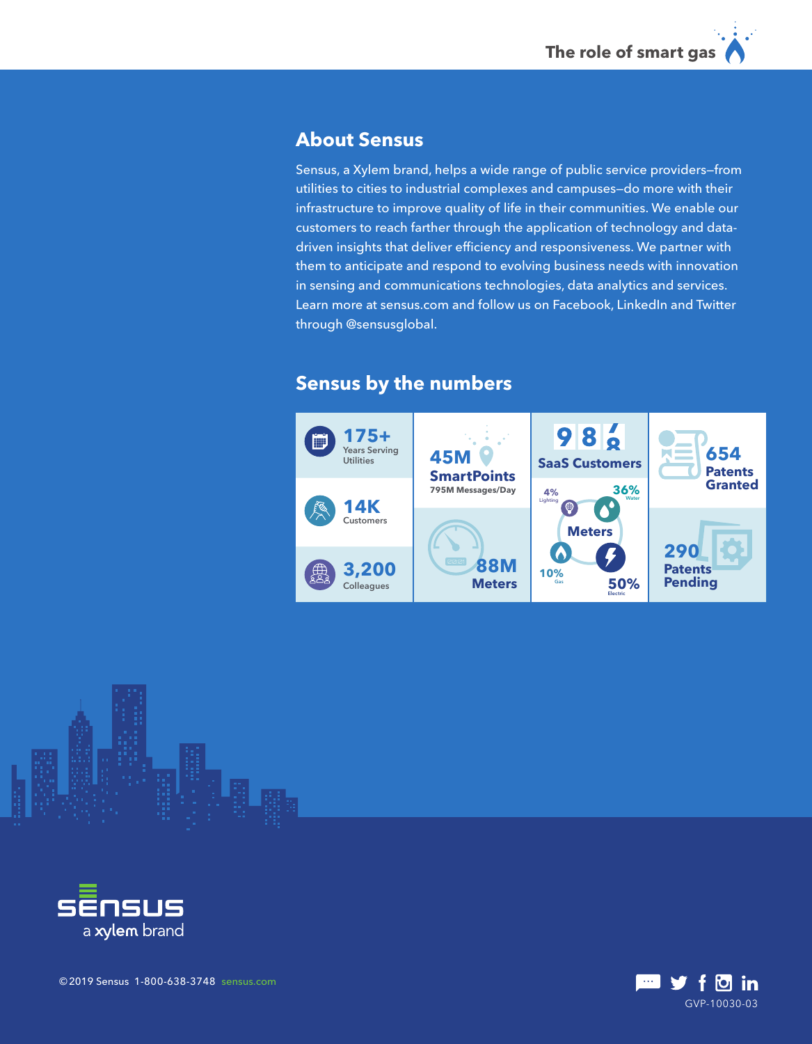## About Sensus

Sensus, a Xylem brand, helps a wide range of public service providers—from utilities to cities to industrial complexes and campuses—do more with their infrastructure to improve quality of life in their communities. We enable our customers to reach farther through the application of technology and data-driven insights that deliver efficiency and responsiveness. We partner with them to anticipate and respond to evolving business needs with innovation in sensing and communications technologies, data analytics and services. Learn more at sensus.com and follow us on Facebook, LinkedIn and Twitter through @sensusglobal.

## Sensus by the numbers

**175+** Years Serving Utilities

**14K** Customers

**3,200** Colleagues

**45M SmartPoints**
795M Messages/Day

**88M Meters**

**98** SaaS Customers

Meters
4% Lighting
36% Water
10% Gas
50% Electric

**654 Patents Granted**

**290 Patents Pending**

a xylem brand

©2019 Sensus 1-800-638-3748 sensus.com

GVP-10030-03